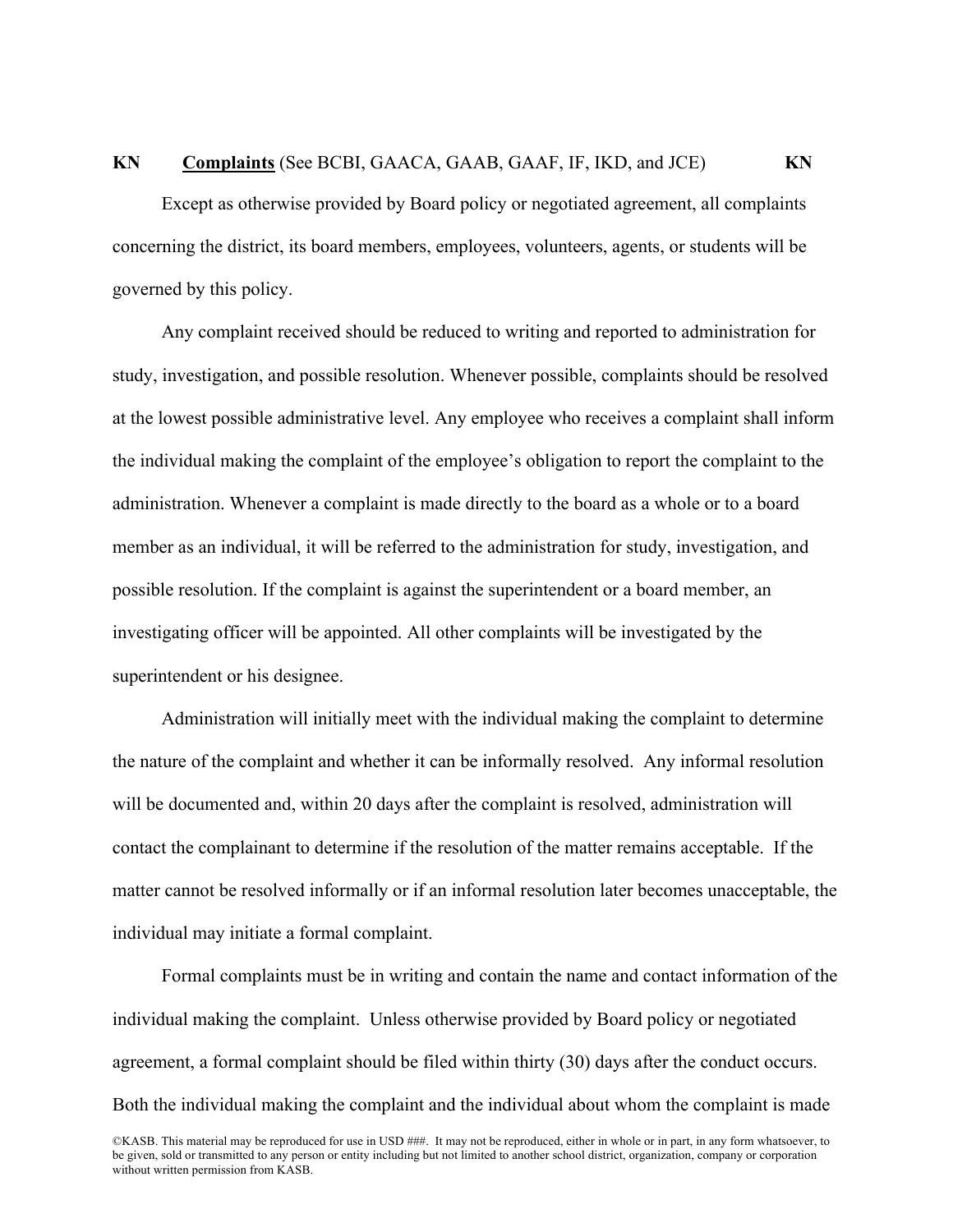# KN **Complaints** (See BCBI, GAACA, GAAB, GAAF, IF, IKD, and JCE) KN

Except as otherwise provided by Board policy or negotiated agreement, all complaints concerning the district, its board members, employees, volunteers, agents, or students will be governed by this policy.

Any complaint received should be reduced to writing and reported to administration for study, investigation, and possible resolution. Whenever possible, complaints should be resolved at the lowest possible administrative level. Any employee who receives a complaint shall inform the individual making the complaint of the employee's obligation to report the complaint to the administration. Whenever a complaint is made directly to the board as a whole or to a board member as an individual, it will be referred to the administration for study, investigation, and possible resolution. If the complaint is against the superintendent or a board member, an investigating officer will be appointed. All other complaints will be investigated by the superintendent or his designee.

Administration will initially meet with the individual making the complaint to determine the nature of the complaint and whether it can be informally resolved. Any informal resolution will be documented and, within 20 days after the complaint is resolved, administration will contact the complainant to determine if the resolution of the matter remains acceptable. If the matter cannot be resolved informally or if an informal resolution later becomes unacceptable, the individual may initiate a formal complaint.

Formal complaints must be in writing and contain the name and contact information of the individual making the complaint. Unless otherwise provided by Board policy or negotiated agreement, a formal complaint should be filed within thirty (30) days after the conduct occurs. Both the individual making the complaint and the individual about whom the complaint is made

©KASB. This material may be reproduced for use in USD ###. It may not be reproduced, either in whole or in part, in any form whatsoever, to be given, sold or transmitted to any person or entity including but not limited to another school district, organization, company or corporation without written permission from KASB.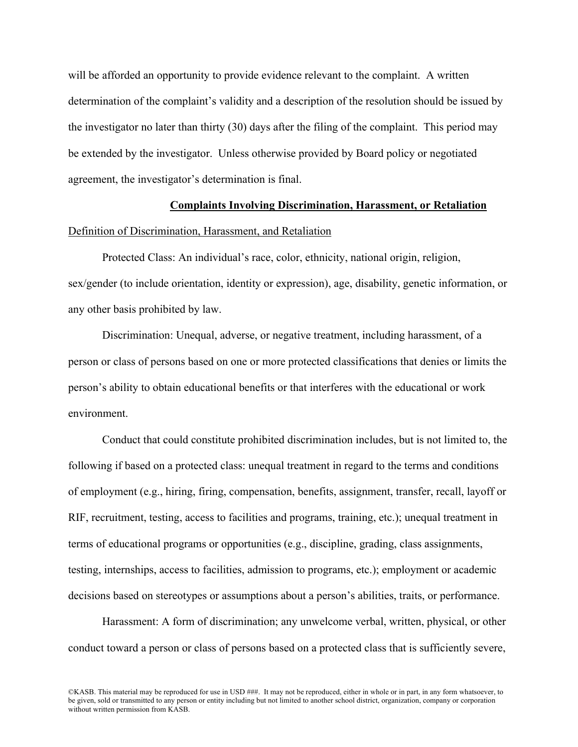will be afforded an opportunity to provide evidence relevant to the complaint. A written determination of the complaint's validity and a description of the resolution should be issued by the investigator no later than thirty (30) days after the filing of the complaint. This period may be extended by the investigator. Unless otherwise provided by Board policy or negotiated agreement, the investigator's determination is final.

## Complaints Involving Discrimination, Harassment, or Retaliation

### Definition of Discrimination, Harassment, and Retaliation

Protected Class: An individual's race, color, ethnicity, national origin, religion, sex/gender (to include orientation, identity or expression), age, disability, genetic information, or any other basis prohibited by law.

Discrimination: Unequal, adverse, or negative treatment, including harassment, of a person or class of persons based on one or more protected classifications that denies or limits the person's ability to obtain educational benefits or that interferes with the educational or work environment.

Conduct that could constitute prohibited discrimination includes, but is not limited to, the following if based on a protected class: unequal treatment in regard to the terms and conditions of employment (e.g., hiring, firing, compensation, benefits, assignment, transfer, recall, layoff or RIF, recruitment, testing, access to facilities and programs, training, etc.); unequal treatment in terms of educational programs or opportunities (e.g., discipline, grading, class assignments, testing, internships, access to facilities, admission to programs, etc.); employment or academic decisions based on stereotypes or assumptions about a person's abilities, traits, or performance.

Harassment: A form of discrimination; any unwelcome verbal, written, physical, or other conduct toward a person or class of persons based on a protected class that is sufficiently severe,

©KASB. This material may be reproduced for use in USD ###. It may not be reproduced, either in whole or in part, in any form whatsoever, to be given, sold or transmitted to any person or entity including but not limited to another school district, organization, company or corporation without written permission from KASB.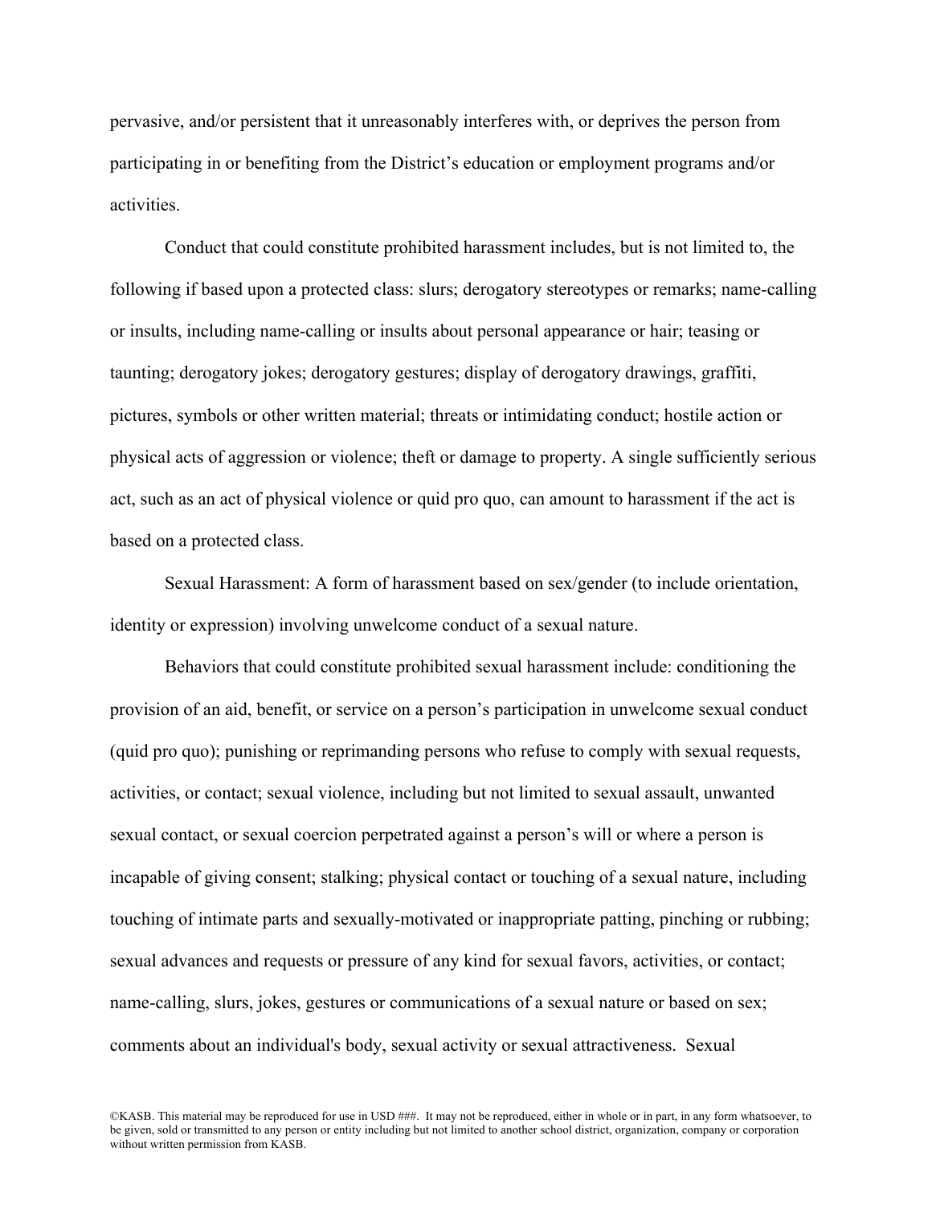pervasive, and/or persistent that it unreasonably interferes with, or deprives the person from participating in or benefiting from the District's education or employment programs and/or activities.

Conduct that could constitute prohibited harassment includes, but is not limited to, the following if based upon a protected class: slurs; derogatory stereotypes or remarks; name-calling or insults, including name-calling or insults about personal appearance or hair; teasing or taunting; derogatory jokes; derogatory gestures; display of derogatory drawings, graffiti, pictures, symbols or other written material; threats or intimidating conduct; hostile action or physical acts of aggression or violence; theft or damage to property. A single sufficiently serious act, such as an act of physical violence or quid pro quo, can amount to harassment if the act is based on a protected class.

Sexual Harassment: A form of harassment based on sex/gender (to include orientation, identity or expression) involving unwelcome conduct of a sexual nature.

Behaviors that could constitute prohibited sexual harassment include: conditioning the provision of an aid, benefit, or service on a person's participation in unwelcome sexual conduct (quid pro quo); punishing or reprimanding persons who refuse to comply with sexual requests, activities, or contact; sexual violence, including but not limited to sexual assault, unwanted sexual contact, or sexual coercion perpetrated against a person's will or where a person is incapable of giving consent; stalking; physical contact or touching of a sexual nature, including touching of intimate parts and sexually-motivated or inappropriate patting, pinching or rubbing; sexual advances and requests or pressure of any kind for sexual favors, activities, or contact; name-calling, slurs, jokes, gestures or communications of a sexual nature or based on sex; comments about an individual's body, sexual activity or sexual attractiveness. Sexual

©KASB. This material may be reproduced for use in USD ###. It may not be reproduced, either in whole or in part, in any form whatsoever, to be given, sold or transmitted to any person or entity including but not limited to another school district, organization, company or corporation without written permission from KASB.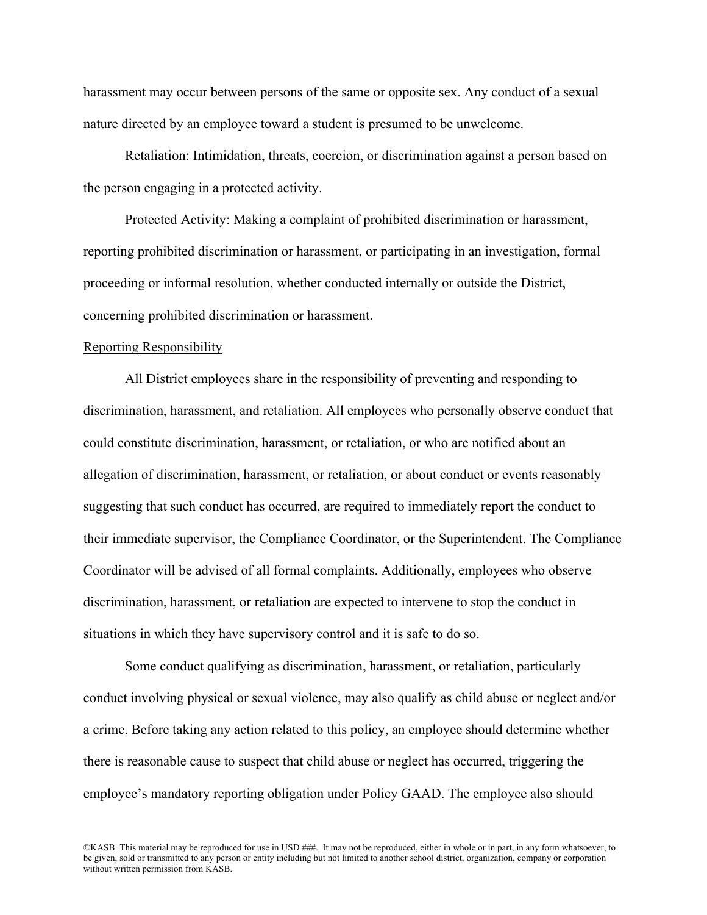harassment may occur between persons of the same or opposite sex. Any conduct of a sexual nature directed by an employee toward a student is presumed to be unwelcome.

Retaliation: Intimidation, threats, coercion, or discrimination against a person based on the person engaging in a protected activity.

Protected Activity: Making a complaint of prohibited discrimination or harassment, reporting prohibited discrimination or harassment, or participating in an investigation, formal proceeding or informal resolution, whether conducted internally or outside the District, concerning prohibited discrimination or harassment.

<u>Reporting Responsibility</u>

All District employees share in the responsibility of preventing and responding to discrimination, harassment, and retaliation. All employees who personally observe conduct that could constitute discrimination, harassment, or retaliation, or who are notified about an allegation of discrimination, harassment, or retaliation, or about conduct or events reasonably suggesting that such conduct has occurred, are required to immediately report the conduct to their immediate supervisor, the Compliance Coordinator, or the Superintendent. The Compliance Coordinator will be advised of all formal complaints. Additionally, employees who observe discrimination, harassment, or retaliation are expected to intervene to stop the conduct in situations in which they have supervisory control and it is safe to do so.

Some conduct qualifying as discrimination, harassment, or retaliation, particularly conduct involving physical or sexual violence, may also qualify as child abuse or neglect and/or a crime. Before taking any action related to this policy, an employee should determine whether there is reasonable cause to suspect that child abuse or neglect has occurred, triggering the employee's mandatory reporting obligation under Policy GAAD. The employee also should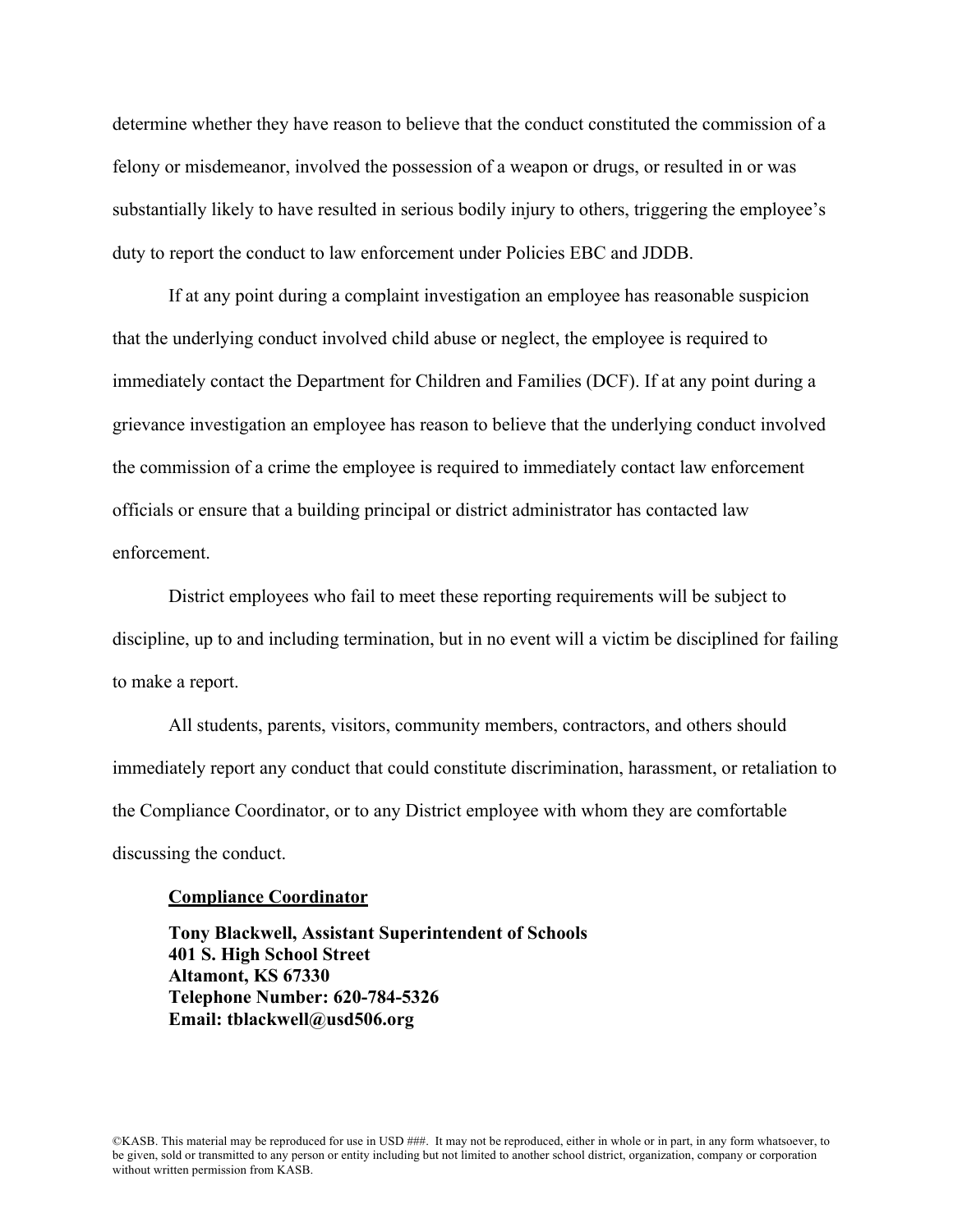determine whether they have reason to believe that the conduct constituted the commission of a felony or misdemeanor, involved the possession of a weapon or drugs, or resulted in or was substantially likely to have resulted in serious bodily injury to others, triggering the employee's duty to report the conduct to law enforcement under Policies EBC and JDDB.

If at any point during a complaint investigation an employee has reasonable suspicion that the underlying conduct involved child abuse or neglect, the employee is required to immediately contact the Department for Children and Families (DCF). If at any point during a grievance investigation an employee has reason to believe that the underlying conduct involved the commission of a crime the employee is required to immediately contact law enforcement officials or ensure that a building principal or district administrator has contacted law enforcement.

District employees who fail to meet these reporting requirements will be subject to discipline, up to and including termination, but in no event will a victim be disciplined for failing to make a report.

All students, parents, visitors, community members, contractors, and others should immediately report any conduct that could constitute discrimination, harassment, or retaliation to the Compliance Coordinator, or to any District employee with whom they are comfortable discussing the conduct.

**<u>Compliance Coordinator</u>**

**Tony Blackwell, Assistant Superintendent of Schools**
**401 S. High School Street**
**Altamont, KS 67330**
**Telephone Number: 620-784-5326**
**Email: tblackwell@usd506.org**

©KASB. This material may be reproduced for use in USD ###. It may not be reproduced, either in whole or in part, in any form whatsoever, to be given, sold or transmitted to any person or entity including but not limited to another school district, organization, company or corporation without written permission from KASB.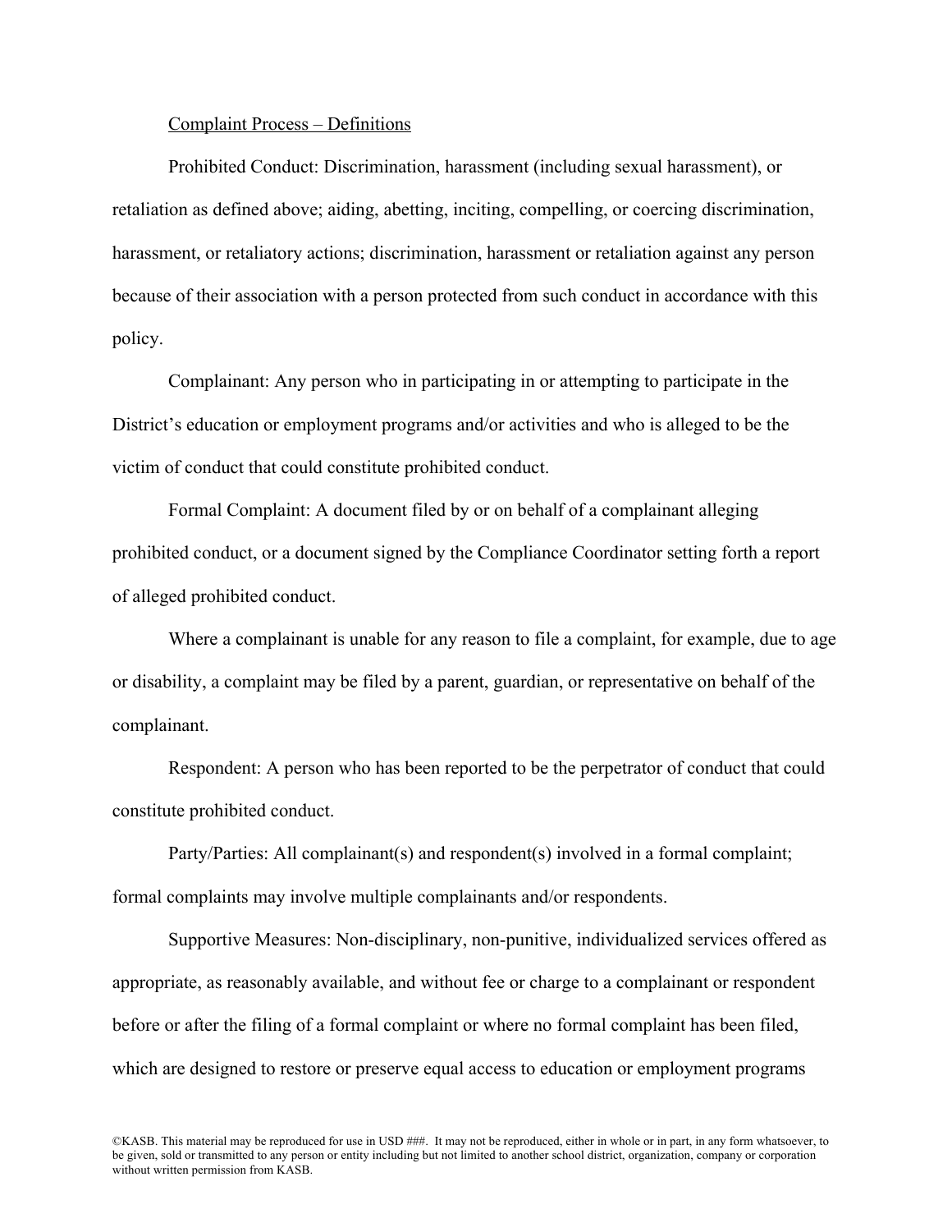Complaint Process – Definitions

Prohibited Conduct: Discrimination, harassment (including sexual harassment), or retaliation as defined above; aiding, abetting, inciting, compelling, or coercing discrimination, harassment, or retaliatory actions; discrimination, harassment or retaliation against any person because of their association with a person protected from such conduct in accordance with this policy.

Complainant: Any person who in participating in or attempting to participate in the District's education or employment programs and/or activities and who is alleged to be the victim of conduct that could constitute prohibited conduct.

Formal Complaint: A document filed by or on behalf of a complainant alleging prohibited conduct, or a document signed by the Compliance Coordinator setting forth a report of alleged prohibited conduct.

Where a complainant is unable for any reason to file a complaint, for example, due to age or disability, a complaint may be filed by a parent, guardian, or representative on behalf of the complainant.

Respondent: A person who has been reported to be the perpetrator of conduct that could constitute prohibited conduct.

Party/Parties: All complainant(s) and respondent(s) involved in a formal complaint; formal complaints may involve multiple complainants and/or respondents.

Supportive Measures: Non-disciplinary, non-punitive, individualized services offered as appropriate, as reasonably available, and without fee or charge to a complainant or respondent before or after the filing of a formal complaint or where no formal complaint has been filed, which are designed to restore or preserve equal access to education or employment programs

©KASB. This material may be reproduced for use in USD ###. It may not be reproduced, either in whole or in part, in any form whatsoever, to be given, sold or transmitted to any person or entity including but not limited to another school district, organization, company or corporation without written permission from KASB.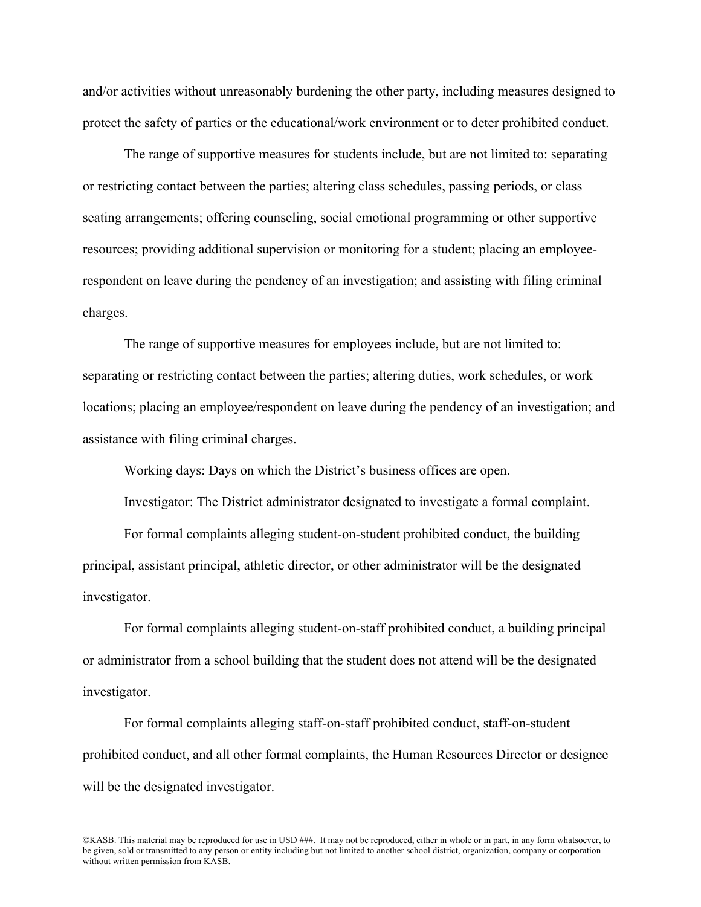and/or activities without unreasonably burdening the other party, including measures designed to protect the safety of parties or the educational/work environment or to deter prohibited conduct.

The range of supportive measures for students include, but are not limited to: separating or restricting contact between the parties; altering class schedules, passing periods, or class seating arrangements; offering counseling, social emotional programming or other supportive resources; providing additional supervision or monitoring for a student; placing an employee-respondent on leave during the pendency of an investigation; and assisting with filing criminal charges.

The range of supportive measures for employees include, but are not limited to: separating or restricting contact between the parties; altering duties, work schedules, or work locations; placing an employee/respondent on leave during the pendency of an investigation; and assistance with filing criminal charges.

Working days: Days on which the District's business offices are open.

Investigator: The District administrator designated to investigate a formal complaint.

For formal complaints alleging student-on-student prohibited conduct, the building principal, assistant principal, athletic director, or other administrator will be the designated investigator.

For formal complaints alleging student-on-staff prohibited conduct, a building principal or administrator from a school building that the student does not attend will be the designated investigator.

For formal complaints alleging staff-on-staff prohibited conduct, staff-on-student prohibited conduct, and all other formal complaints, the Human Resources Director or designee will be the designated investigator.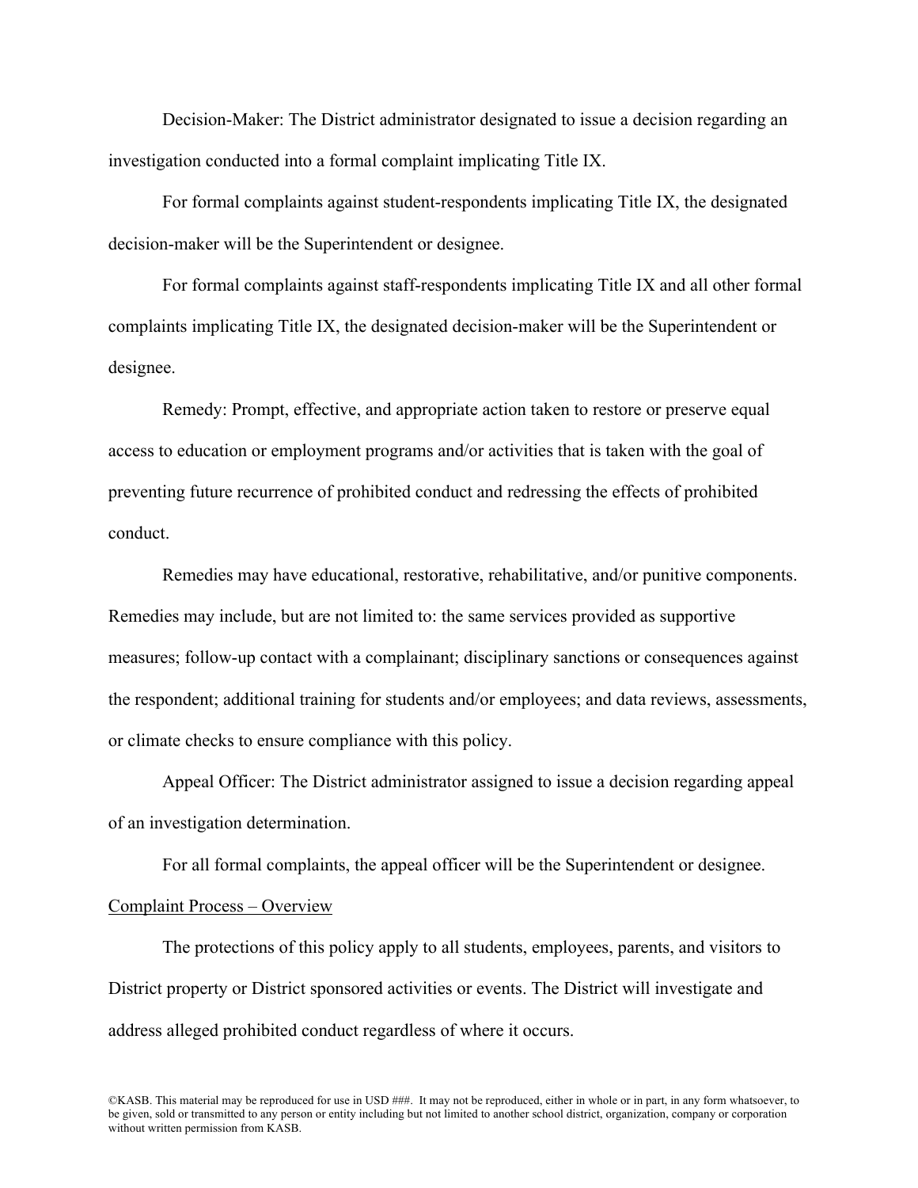Decision-Maker: The District administrator designated to issue a decision regarding an investigation conducted into a formal complaint implicating Title IX.

For formal complaints against student-respondents implicating Title IX, the designated decision-maker will be the Superintendent or designee.

For formal complaints against staff-respondents implicating Title IX and all other formal complaints implicating Title IX, the designated decision-maker will be the Superintendent or designee.

Remedy: Prompt, effective, and appropriate action taken to restore or preserve equal access to education or employment programs and/or activities that is taken with the goal of preventing future recurrence of prohibited conduct and redressing the effects of prohibited conduct.

Remedies may have educational, restorative, rehabilitative, and/or punitive components. Remedies may include, but are not limited to: the same services provided as supportive measures; follow-up contact with a complainant; disciplinary sanctions or consequences against the respondent; additional training for students and/or employees; and data reviews, assessments, or climate checks to ensure compliance with this policy.

Appeal Officer: The District administrator assigned to issue a decision regarding appeal of an investigation determination.

For all formal complaints, the appeal officer will be the Superintendent or designee.

<u>Complaint Process – Overview</u>

The protections of this policy apply to all students, employees, parents, and visitors to District property or District sponsored activities or events. The District will investigate and address alleged prohibited conduct regardless of where it occurs.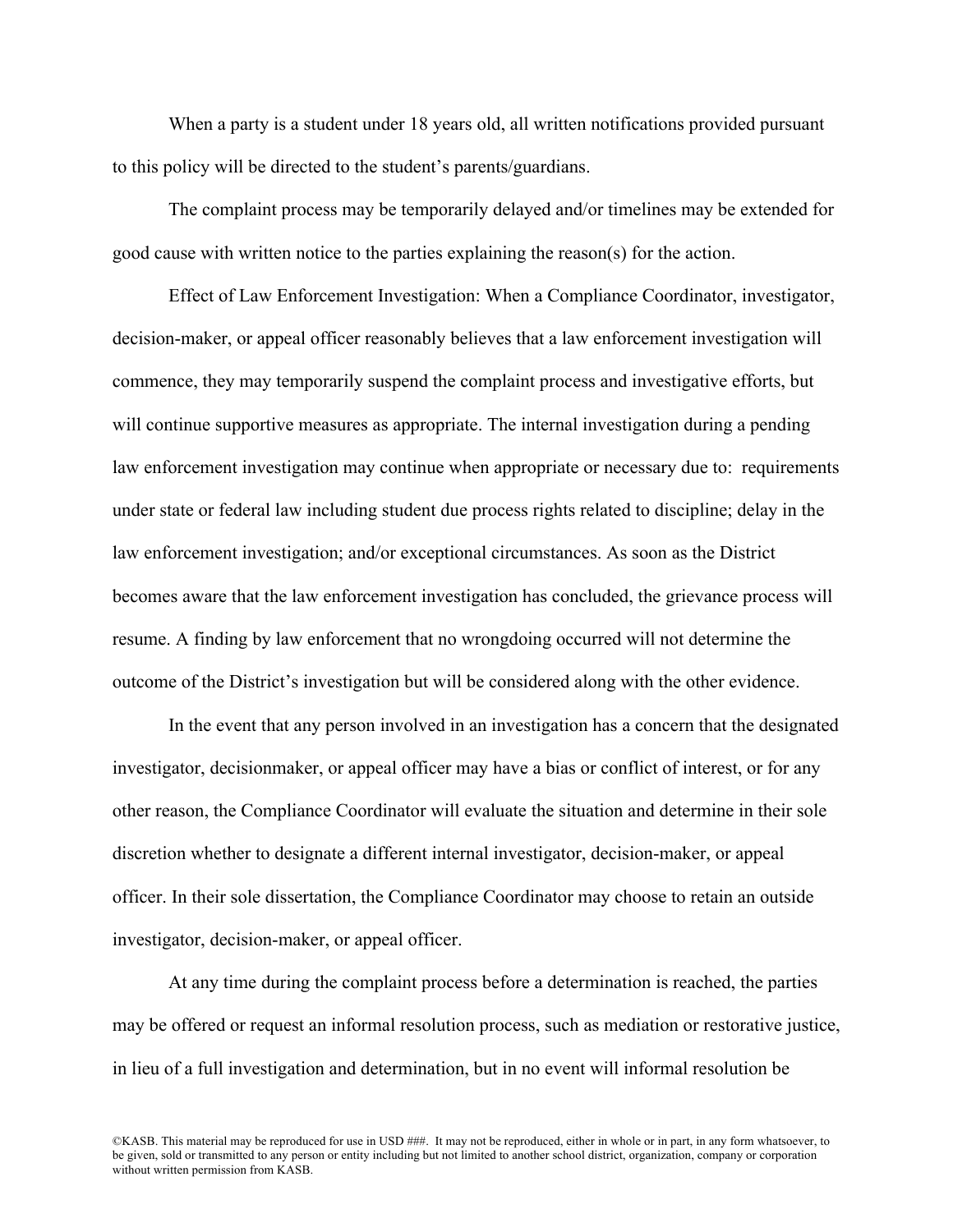When a party is a student under 18 years old, all written notifications provided pursuant to this policy will be directed to the student's parents/guardians.

The complaint process may be temporarily delayed and/or timelines may be extended for good cause with written notice to the parties explaining the reason(s) for the action.

Effect of Law Enforcement Investigation: When a Compliance Coordinator, investigator, decision-maker, or appeal officer reasonably believes that a law enforcement investigation will commence, they may temporarily suspend the complaint process and investigative efforts, but will continue supportive measures as appropriate. The internal investigation during a pending law enforcement investigation may continue when appropriate or necessary due to: requirements under state or federal law including student due process rights related to discipline; delay in the law enforcement investigation; and/or exceptional circumstances. As soon as the District becomes aware that the law enforcement investigation has concluded, the grievance process will resume. A finding by law enforcement that no wrongdoing occurred will not determine the outcome of the District's investigation but will be considered along with the other evidence.

In the event that any person involved in an investigation has a concern that the designated investigator, decisionmaker, or appeal officer may have a bias or conflict of interest, or for any other reason, the Compliance Coordinator will evaluate the situation and determine in their sole discretion whether to designate a different internal investigator, decision-maker, or appeal officer. In their sole dissertation, the Compliance Coordinator may choose to retain an outside investigator, decision-maker, or appeal officer.

At any time during the complaint process before a determination is reached, the parties may be offered or request an informal resolution process, such as mediation or restorative justice, in lieu of a full investigation and determination, but in no event will informal resolution be

©KASB. This material may be reproduced for use in USD ###. It may not be reproduced, either in whole or in part, in any form whatsoever, to be given, sold or transmitted to any person or entity including but not limited to another school district, organization, company or corporation without written permission from KASB.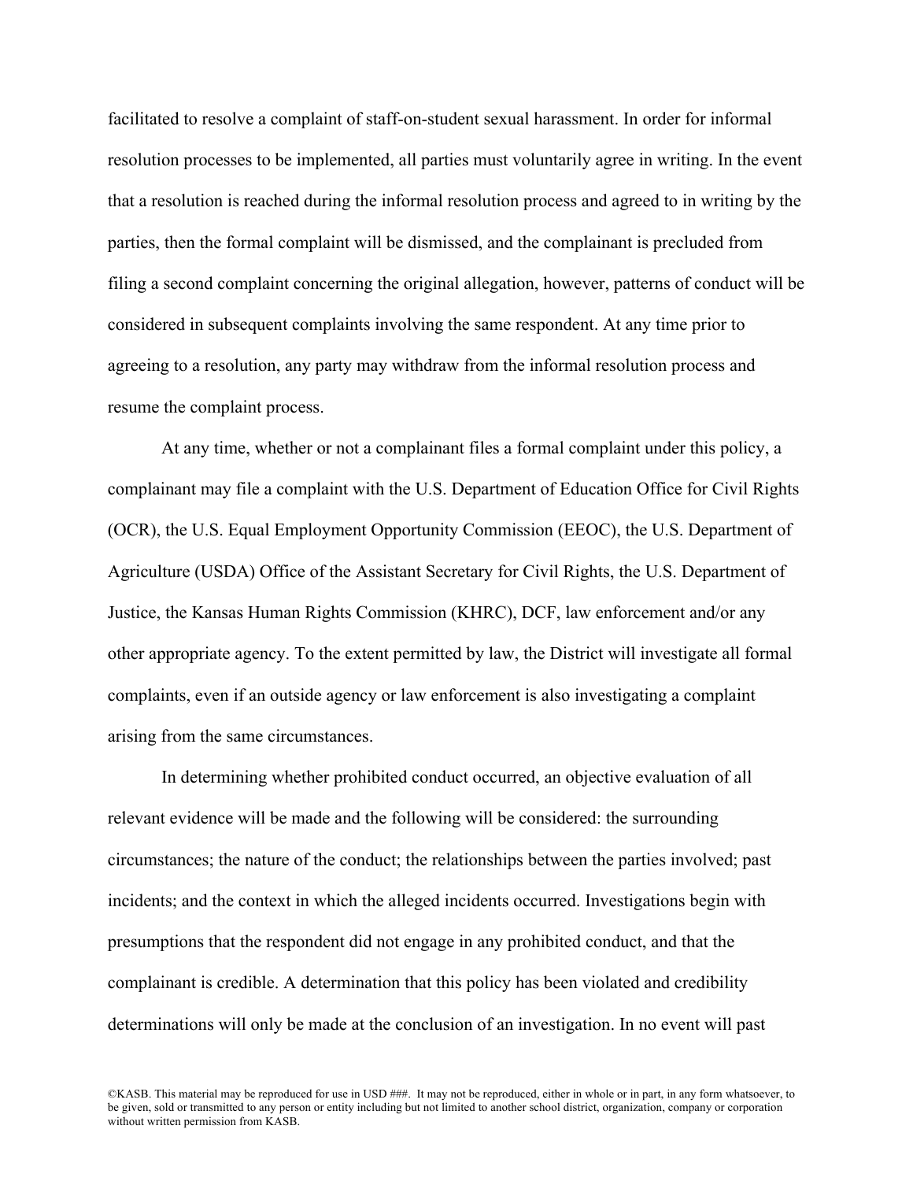facilitated to resolve a complaint of staff-on-student sexual harassment. In order for informal resolution processes to be implemented, all parties must voluntarily agree in writing. In the event that a resolution is reached during the informal resolution process and agreed to in writing by the parties, then the formal complaint will be dismissed, and the complainant is precluded from filing a second complaint concerning the original allegation, however, patterns of conduct will be considered in subsequent complaints involving the same respondent. At any time prior to agreeing to a resolution, any party may withdraw from the informal resolution process and resume the complaint process.

At any time, whether or not a complainant files a formal complaint under this policy, a complainant may file a complaint with the U.S. Department of Education Office for Civil Rights (OCR), the U.S. Equal Employment Opportunity Commission (EEOC), the U.S. Department of Agriculture (USDA) Office of the Assistant Secretary for Civil Rights, the U.S. Department of Justice, the Kansas Human Rights Commission (KHRC), DCF, law enforcement and/or any other appropriate agency. To the extent permitted by law, the District will investigate all formal complaints, even if an outside agency or law enforcement is also investigating a complaint arising from the same circumstances.

In determining whether prohibited conduct occurred, an objective evaluation of all relevant evidence will be made and the following will be considered: the surrounding circumstances; the nature of the conduct; the relationships between the parties involved; past incidents; and the context in which the alleged incidents occurred. Investigations begin with presumptions that the respondent did not engage in any prohibited conduct, and that the complainant is credible. A determination that this policy has been violated and credibility determinations will only be made at the conclusion of an investigation. In no event will past

©KASB. This material may be reproduced for use in USD ###. It may not be reproduced, either in whole or in part, in any form whatsoever, to be given, sold or transmitted to any person or entity including but not limited to another school district, organization, company or corporation without written permission from KASB.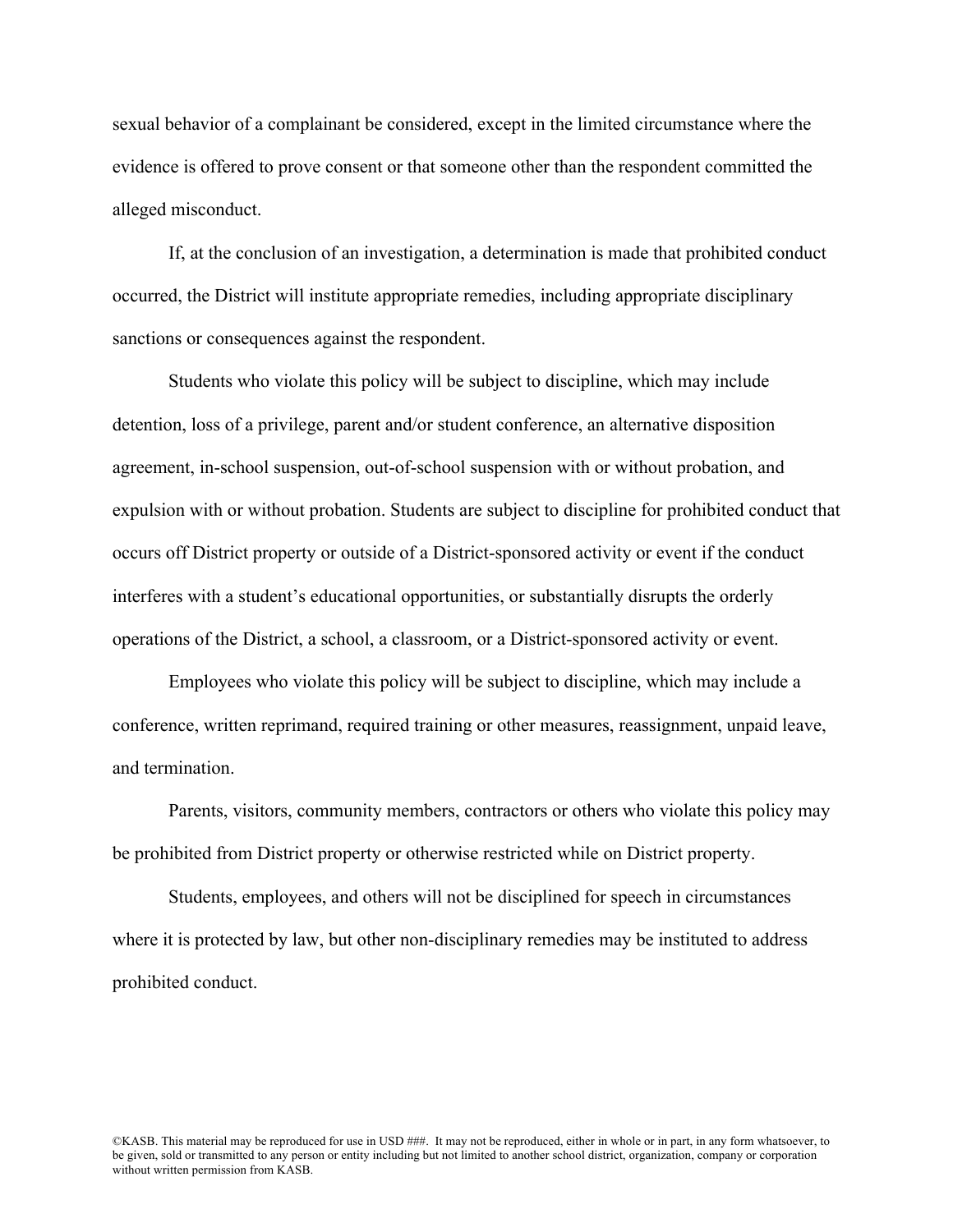sexual behavior of a complainant be considered, except in the limited circumstance where the evidence is offered to prove consent or that someone other than the respondent committed the alleged misconduct.

If, at the conclusion of an investigation, a determination is made that prohibited conduct occurred, the District will institute appropriate remedies, including appropriate disciplinary sanctions or consequences against the respondent.

Students who violate this policy will be subject to discipline, which may include detention, loss of a privilege, parent and/or student conference, an alternative disposition agreement, in-school suspension, out-of-school suspension with or without probation, and expulsion with or without probation. Students are subject to discipline for prohibited conduct that occurs off District property or outside of a District-sponsored activity or event if the conduct interferes with a student's educational opportunities, or substantially disrupts the orderly operations of the District, a school, a classroom, or a District-sponsored activity or event.

Employees who violate this policy will be subject to discipline, which may include a conference, written reprimand, required training or other measures, reassignment, unpaid leave, and termination.

Parents, visitors, community members, contractors or others who violate this policy may be prohibited from District property or otherwise restricted while on District property.

Students, employees, and others will not be disciplined for speech in circumstances where it is protected by law, but other non-disciplinary remedies may be instituted to address prohibited conduct.

©KASB. This material may be reproduced for use in USD ###. It may not be reproduced, either in whole or in part, in any form whatsoever, to be given, sold or transmitted to any person or entity including but not limited to another school district, organization, company or corporation without written permission from KASB.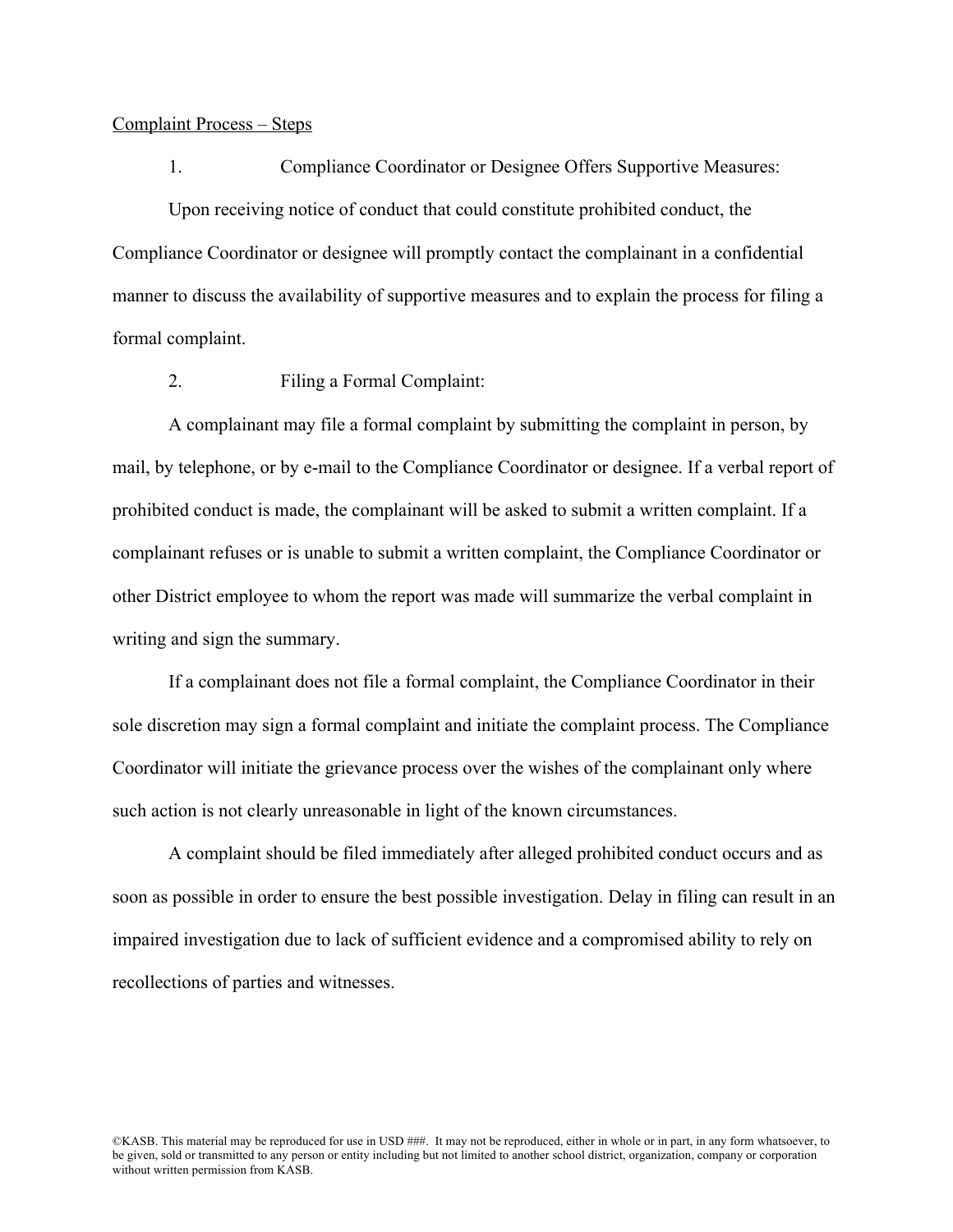Complaint Process – Steps

1. Compliance Coordinator or Designee Offers Supportive Measures:

Upon receiving notice of conduct that could constitute prohibited conduct, the Compliance Coordinator or designee will promptly contact the complainant in a confidential manner to discuss the availability of supportive measures and to explain the process for filing a formal complaint.

2. Filing a Formal Complaint:

A complainant may file a formal complaint by submitting the complaint in person, by mail, by telephone, or by e-mail to the Compliance Coordinator or designee. If a verbal report of prohibited conduct is made, the complainant will be asked to submit a written complaint. If a complainant refuses or is unable to submit a written complaint, the Compliance Coordinator or other District employee to whom the report was made will summarize the verbal complaint in writing and sign the summary.

If a complainant does not file a formal complaint, the Compliance Coordinator in their sole discretion may sign a formal complaint and initiate the complaint process. The Compliance Coordinator will initiate the grievance process over the wishes of the complainant only where such action is not clearly unreasonable in light of the known circumstances.

A complaint should be filed immediately after alleged prohibited conduct occurs and as soon as possible in order to ensure the best possible investigation. Delay in filing can result in an impaired investigation due to lack of sufficient evidence and a compromised ability to rely on recollections of parties and witnesses.

©KASB. This material may be reproduced for use in USD ###. It may not be reproduced, either in whole or in part, in any form whatsoever, to be given, sold or transmitted to any person or entity including but not limited to another school district, organization, company or corporation without written permission from KASB.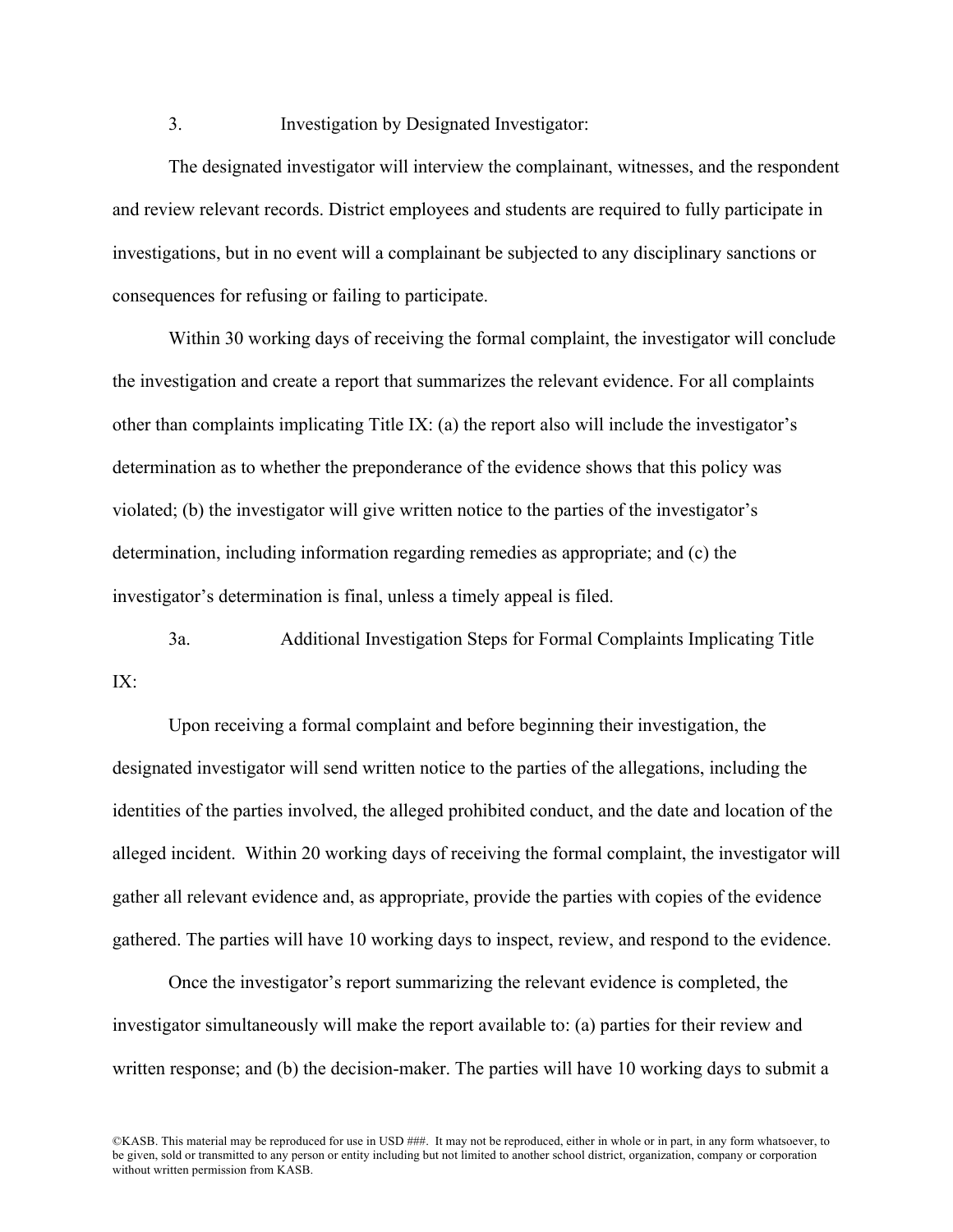3. Investigation by Designated Investigator:

The designated investigator will interview the complainant, witnesses, and the respondent and review relevant records. District employees and students are required to fully participate in investigations, but in no event will a complainant be subjected to any disciplinary sanctions or consequences for refusing or failing to participate.

Within 30 working days of receiving the formal complaint, the investigator will conclude the investigation and create a report that summarizes the relevant evidence. For all complaints other than complaints implicating Title IX: (a) the report also will include the investigator's determination as to whether the preponderance of the evidence shows that this policy was violated; (b) the investigator will give written notice to the parties of the investigator's determination, including information regarding remedies as appropriate; and (c) the investigator's determination is final, unless a timely appeal is filed.

3a. Additional Investigation Steps for Formal Complaints Implicating Title IX:

Upon receiving a formal complaint and before beginning their investigation, the designated investigator will send written notice to the parties of the allegations, including the identities of the parties involved, the alleged prohibited conduct, and the date and location of the alleged incident. Within 20 working days of receiving the formal complaint, the investigator will gather all relevant evidence and, as appropriate, provide the parties with copies of the evidence gathered. The parties will have 10 working days to inspect, review, and respond to the evidence.

Once the investigator's report summarizing the relevant evidence is completed, the investigator simultaneously will make the report available to: (a) parties for their review and written response; and (b) the decision-maker. The parties will have 10 working days to submit a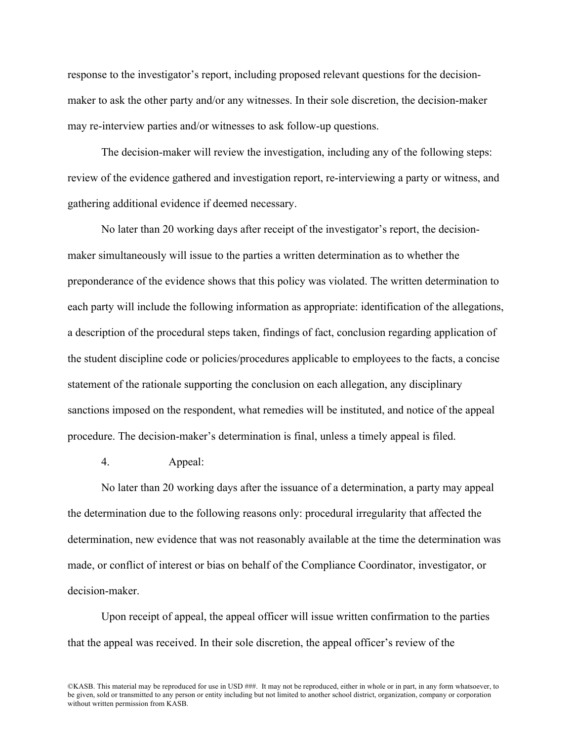response to the investigator's report, including proposed relevant questions for the decision-maker to ask the other party and/or any witnesses. In their sole discretion, the decision-maker may re-interview parties and/or witnesses to ask follow-up questions.

The decision-maker will review the investigation, including any of the following steps: review of the evidence gathered and investigation report, re-interviewing a party or witness, and gathering additional evidence if deemed necessary.

No later than 20 working days after receipt of the investigator's report, the decision-maker simultaneously will issue to the parties a written determination as to whether the preponderance of the evidence shows that this policy was violated. The written determination to each party will include the following information as appropriate: identification of the allegations, a description of the procedural steps taken, findings of fact, conclusion regarding application of the student discipline code or policies/procedures applicable to employees to the facts, a concise statement of the rationale supporting the conclusion on each allegation, any disciplinary sanctions imposed on the respondent, what remedies will be instituted, and notice of the appeal procedure. The decision-maker's determination is final, unless a timely appeal is filed.

4. Appeal:

No later than 20 working days after the issuance of a determination, a party may appeal the determination due to the following reasons only: procedural irregularity that affected the determination, new evidence that was not reasonably available at the time the determination was made, or conflict of interest or bias on behalf of the Compliance Coordinator, investigator, or decision-maker.

Upon receipt of appeal, the appeal officer will issue written confirmation to the parties that the appeal was received. In their sole discretion, the appeal officer's review of the

©KASB. This material may be reproduced for use in USD ###. It may not be reproduced, either in whole or in part, in any form whatsoever, to be given, sold or transmitted to any person or entity including but not limited to another school district, organization, company or corporation without written permission from KASB.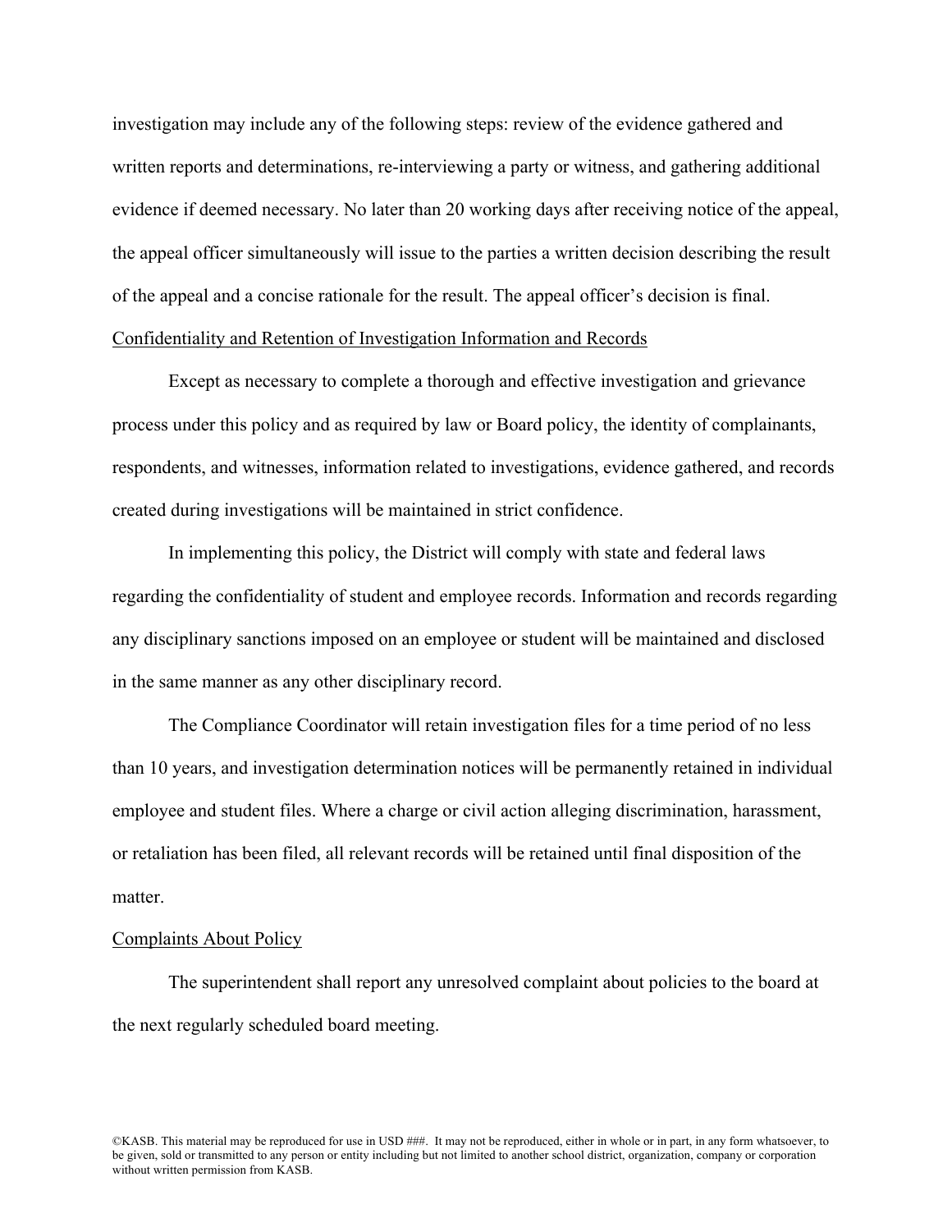investigation may include any of the following steps: review of the evidence gathered and written reports and determinations, re-interviewing a party or witness, and gathering additional evidence if deemed necessary. No later than 20 working days after receiving notice of the appeal, the appeal officer simultaneously will issue to the parties a written decision describing the result of the appeal and a concise rationale for the result. The appeal officer's decision is final.

<u>Confidentiality and Retention of Investigation Information and Records</u>

Except as necessary to complete a thorough and effective investigation and grievance process under this policy and as required by law or Board policy, the identity of complainants, respondents, and witnesses, information related to investigations, evidence gathered, and records created during investigations will be maintained in strict confidence.

In implementing this policy, the District will comply with state and federal laws regarding the confidentiality of student and employee records. Information and records regarding any disciplinary sanctions imposed on an employee or student will be maintained and disclosed in the same manner as any other disciplinary record.

The Compliance Coordinator will retain investigation files for a time period of no less than 10 years, and investigation determination notices will be permanently retained in individual employee and student files. Where a charge or civil action alleging discrimination, harassment, or retaliation has been filed, all relevant records will be retained until final disposition of the matter.

<u>Complaints About Policy</u>

The superintendent shall report any unresolved complaint about policies to the board at the next regularly scheduled board meeting.

©KASB. This material may be reproduced for use in USD ###. It may not be reproduced, either in whole or in part, in any form whatsoever, to be given, sold or transmitted to any person or entity including but not limited to another school district, organization, company or corporation without written permission from KASB.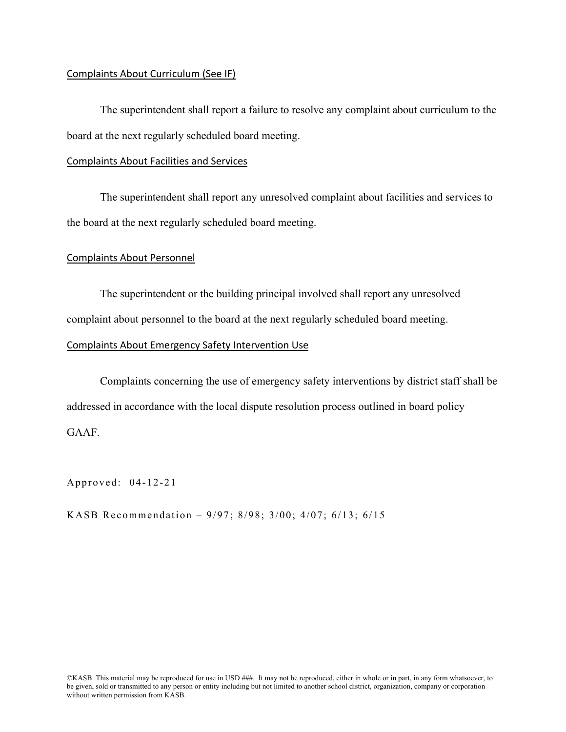Complaints About Curriculum (See IF)

The superintendent shall report a failure to resolve any complaint about curriculum to the board at the next regularly scheduled board meeting.

Complaints About Facilities and Services

The superintendent shall report any unresolved complaint about facilities and services to the board at the next regularly scheduled board meeting.

Complaints About Personnel

The superintendent or the building principal involved shall report any unresolved complaint about personnel to the board at the next regularly scheduled board meeting.

Complaints About Emergency Safety Intervention Use

Complaints concerning the use of emergency safety interventions by district staff shall be addressed in accordance with the local dispute resolution process outlined in board policy GAAF.

Approved: 04-12-21

KASB Recommendation – 9/97; 8/98; 3/00; 4/07; 6/13; 6/15

©KASB. This material may be reproduced for use in USD ###. It may not be reproduced, either in whole or in part, in any form whatsoever, to be given, sold or transmitted to any person or entity including but not limited to another school district, organization, company or corporation without written permission from KASB.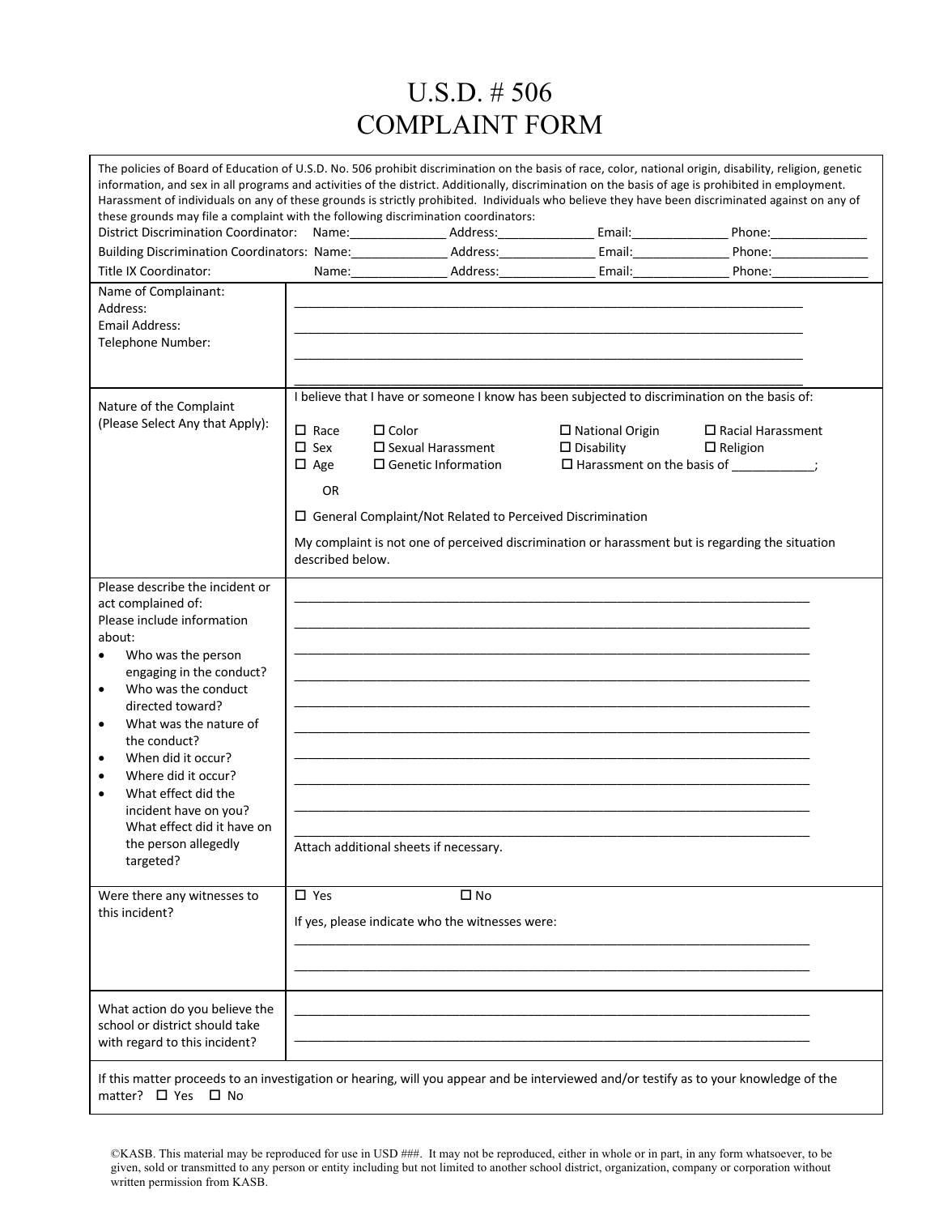# U.S.D. # 506
# COMPLAINT FORM

The policies of Board of Education of U.S.D. No. 506 prohibit discrimination on the basis of race, color, national origin, disability, religion, genetic information, and sex in all programs and activities of the district. Additionally, discrimination on the basis of age is prohibited in employment. Harassment of individuals on any of these grounds is strictly prohibited. Individuals who believe they have been discriminated against on any of these grounds may file a complaint with the following discrimination coordinators:

District Discrimination Coordinator: Name:______________ Address:______________ Email:______________ Phone:______________

Building Discrimination Coordinators: Name:______________ Address:______________ Email:______________ Phone:______________

Title IX Coordinator: Name:______________ Address:______________ Email:______________ Phone:______________

| | |
|---|---|
| Name of Complainant:<br>Address:<br>Email Address:<br>Telephone Number: | ______________________________________________<br>______________________________________________<br>______________________________________________<br>______________________________________________ |
| Nature of the Complaint (Please Select Any that Apply): | I believe that I have or someone I know has been subjected to discrimination on the basis of:<br><br>☐ Race ☐ Color ☐ National Origin ☐ Racial Harassment<br>☐ Sex ☐ Sexual Harassment ☐ Disability ☐ Religion<br>☐ Age ☐ Genetic Information ☐ Harassment on the basis of ____________;<br><br>OR<br><br>☐ General Complaint/Not Related to Perceived Discrimination<br><br>My complaint is not one of perceived discrimination or harassment but is regarding the situation described below. |
| Please describe the incident or act complained of:<br>Please include information about:<br>• Who was the person engaging in the conduct?<br>• Who was the conduct directed toward?<br>• What was the nature of the conduct?<br>• When did it occur?<br>• Where did it occur?<br>• What effect did the incident have on you? What effect did it have on the person allegedly targeted? | ______________________________________________<br>______________________________________________<br>______________________________________________<br>______________________________________________<br>______________________________________________<br>______________________________________________<br>______________________________________________<br>______________________________________________<br>______________________________________________<br>______________________________________________<br>Attach additional sheets if necessary. |
| Were there any witnesses to this incident? | ☐ Yes ☐ No<br><br>If yes, please indicate who the witnesses were:<br>______________________________________________<br>______________________________________________ |
| What action do you believe the school or district should take with regard to this incident? | ______________________________________________<br>______________________________________________ |

If this matter proceeds to an investigation or hearing, will you appear and be interviewed and/or testify as to your knowledge of the matter? ☐ Yes ☐ No

©KASB. This material may be reproduced for use in USD ###. It may not be reproduced, either in whole or in part, in any form whatsoever, to be given, sold or transmitted to any person or entity including but not limited to another school district, organization, company or corporation without written permission from KASB.